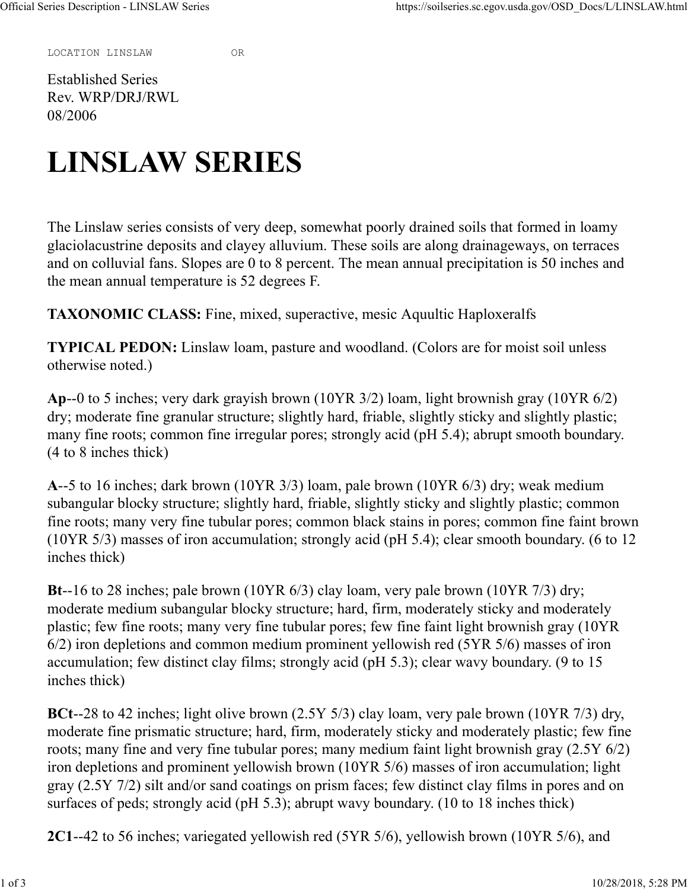LOCATION LINSLAW OR

Established Series
Rev. WRP/DRJ/RWL
08/2006

# LINSLAW SERIES

The Linslaw series consists of very deep, somewhat poorly drained soils that formed in loamy glaciolacustrine deposits and clayey alluvium. These soils are along drainageways, on terraces and on colluvial fans. Slopes are 0 to 8 percent. The mean annual precipitation is 50 inches and the mean annual temperature is 52 degrees F.

**TAXONOMIC CLASS:** Fine, mixed, superactive, mesic Aquultic Haploxeralfs

**TYPICAL PEDON:** Linslaw loam, pasture and woodland. (Colors are for moist soil unless otherwise noted.)

**Ap**--0 to 5 inches; very dark grayish brown (10YR 3/2) loam, light brownish gray (10YR 6/2) dry; moderate fine granular structure; slightly hard, friable, slightly sticky and slightly plastic; many fine roots; common fine irregular pores; strongly acid (pH 5.4); abrupt smooth boundary. (4 to 8 inches thick)

**A**--5 to 16 inches; dark brown (10YR 3/3) loam, pale brown (10YR 6/3) dry; weak medium subangular blocky structure; slightly hard, friable, slightly sticky and slightly plastic; common fine roots; many very fine tubular pores; common black stains in pores; common fine faint brown (10YR 5/3) masses of iron accumulation; strongly acid (pH 5.4); clear smooth boundary. (6 to 12 inches thick)

**Bt**--16 to 28 inches; pale brown (10YR 6/3) clay loam, very pale brown (10YR 7/3) dry; moderate medium subangular blocky structure; hard, firm, moderately sticky and moderately plastic; few fine roots; many very fine tubular pores; few fine faint light brownish gray (10YR 6/2) iron depletions and common medium prominent yellowish red (5YR 5/6) masses of iron accumulation; few distinct clay films; strongly acid (pH 5.3); clear wavy boundary. (9 to 15 inches thick)

**BCt**--28 to 42 inches; light olive brown (2.5Y 5/3) clay loam, very pale brown (10YR 7/3) dry, moderate fine prismatic structure; hard, firm, moderately sticky and moderately plastic; few fine roots; many fine and very fine tubular pores; many medium faint light brownish gray (2.5Y 6/2) iron depletions and prominent yellowish brown (10YR 5/6) masses of iron accumulation; light gray (2.5Y 7/2) silt and/or sand coatings on prism faces; few distinct clay films in pores and on surfaces of peds; strongly acid (pH 5.3); abrupt wavy boundary. (10 to 18 inches thick)

**2C1**--42 to 56 inches; variegated yellowish red (5YR 5/6), yellowish brown (10YR 5/6), and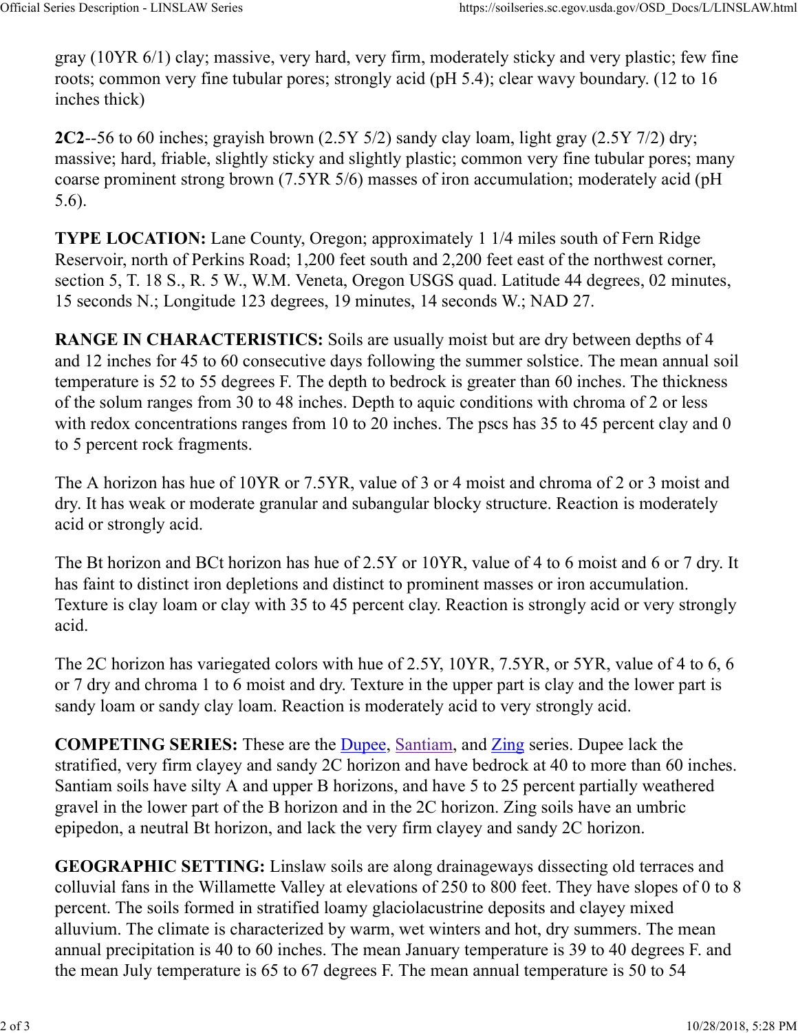gray (10YR 6/1) clay; massive, very hard, very firm, moderately sticky and very plastic; few fine roots; common very fine tubular pores; strongly acid (pH 5.4); clear wavy boundary. (12 to 16 inches thick)

**2C2**--56 to 60 inches; grayish brown (2.5Y 5/2) sandy clay loam, light gray (2.5Y 7/2) dry; massive; hard, friable, slightly sticky and slightly plastic; common very fine tubular pores; many coarse prominent strong brown (7.5YR 5/6) masses of iron accumulation; moderately acid (pH 5.6).

**TYPE LOCATION:** Lane County, Oregon; approximately 1 1/4 miles south of Fern Ridge Reservoir, north of Perkins Road; 1,200 feet south and 2,200 feet east of the northwest corner, section 5, T. 18 S., R. 5 W., W.M. Veneta, Oregon USGS quad. Latitude 44 degrees, 02 minutes, 15 seconds N.; Longitude 123 degrees, 19 minutes, 14 seconds W.; NAD 27.

**RANGE IN CHARACTERISTICS:** Soils are usually moist but are dry between depths of 4 and 12 inches for 45 to 60 consecutive days following the summer solstice. The mean annual soil temperature is 52 to 55 degrees F. The depth to bedrock is greater than 60 inches. The thickness of the solum ranges from 30 to 48 inches. Depth to aquic conditions with chroma of 2 or less with redox concentrations ranges from 10 to 20 inches. The pscs has 35 to 45 percent clay and 0 to 5 percent rock fragments.

The A horizon has hue of 10YR or 7.5YR, value of 3 or 4 moist and chroma of 2 or 3 moist and dry. It has weak or moderate granular and subangular blocky structure. Reaction is moderately acid or strongly acid.

The Bt horizon and BCt horizon has hue of 2.5Y or 10YR, value of 4 to 6 moist and 6 or 7 dry. It has faint to distinct iron depletions and distinct to prominent masses or iron accumulation. Texture is clay loam or clay with 35 to 45 percent clay. Reaction is strongly acid or very strongly acid.

The 2C horizon has variegated colors with hue of 2.5Y, 10YR, 7.5YR, or 5YR, value of 4 to 6, 6 or 7 dry and chroma 1 to 6 moist and dry. Texture in the upper part is clay and the lower part is sandy loam or sandy clay loam. Reaction is moderately acid to very strongly acid.

**COMPETING SERIES:** These are the Dupee, Santiam, and Zing series. Dupee lack the stratified, very firm clayey and sandy 2C horizon and have bedrock at 40 to more than 60 inches. Santiam soils have silty A and upper B horizons, and have 5 to 25 percent partially weathered gravel in the lower part of the B horizon and in the 2C horizon. Zing soils have an umbric epipedon, a neutral Bt horizon, and lack the very firm clayey and sandy 2C horizon.

**GEOGRAPHIC SETTING:** Linslaw soils are along drainageways dissecting old terraces and colluvial fans in the Willamette Valley at elevations of 250 to 800 feet. They have slopes of 0 to 8 percent. The soils formed in stratified loamy glaciolacustrine deposits and clayey mixed alluvium. The climate is characterized by warm, wet winters and hot, dry summers. The mean annual precipitation is 40 to 60 inches. The mean January temperature is 39 to 40 degrees F. and the mean July temperature is 65 to 67 degrees F. The mean annual temperature is 50 to 54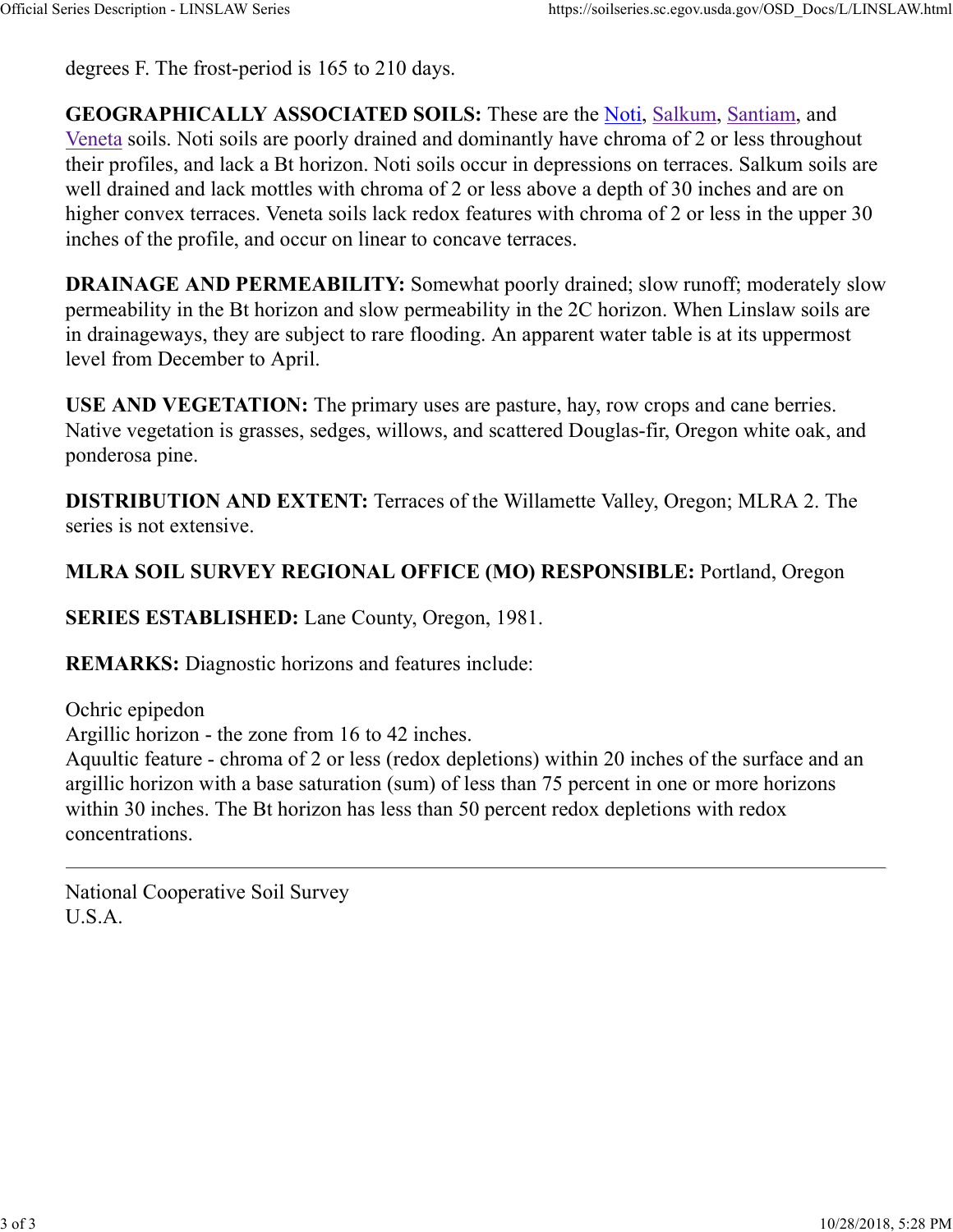degrees F. The frost-period is 165 to 210 days.

**GEOGRAPHICALLY ASSOCIATED SOILS:** These are the Noti, Salkum, Santiam, and Veneta soils. Noti soils are poorly drained and dominantly have chroma of 2 or less throughout their profiles, and lack a Bt horizon. Noti soils occur in depressions on terraces. Salkum soils are well drained and lack mottles with chroma of 2 or less above a depth of 30 inches and are on higher convex terraces. Veneta soils lack redox features with chroma of 2 or less in the upper 30 inches of the profile, and occur on linear to concave terraces.

**DRAINAGE AND PERMEABILITY:** Somewhat poorly drained; slow runoff; moderately slow permeability in the Bt horizon and slow permeability in the 2C horizon. When Linslaw soils are in drainageways, they are subject to rare flooding. An apparent water table is at its uppermost level from December to April.

**USE AND VEGETATION:** The primary uses are pasture, hay, row crops and cane berries. Native vegetation is grasses, sedges, willows, and scattered Douglas-fir, Oregon white oak, and ponderosa pine.

**DISTRIBUTION AND EXTENT:** Terraces of the Willamette Valley, Oregon; MLRA 2. The series is not extensive.

**MLRA SOIL SURVEY REGIONAL OFFICE (MO) RESPONSIBLE:** Portland, Oregon

**SERIES ESTABLISHED:** Lane County, Oregon, 1981.

**REMARKS:** Diagnostic horizons and features include:

Ochric epipedon
Argillic horizon - the zone from 16 to 42 inches.
Aquultic feature - chroma of 2 or less (redox depletions) within 20 inches of the surface and an argillic horizon with a base saturation (sum) of less than 75 percent in one or more horizons within 30 inches. The Bt horizon has less than 50 percent redox depletions with redox concentrations.

---

National Cooperative Soil Survey
U.S.A.